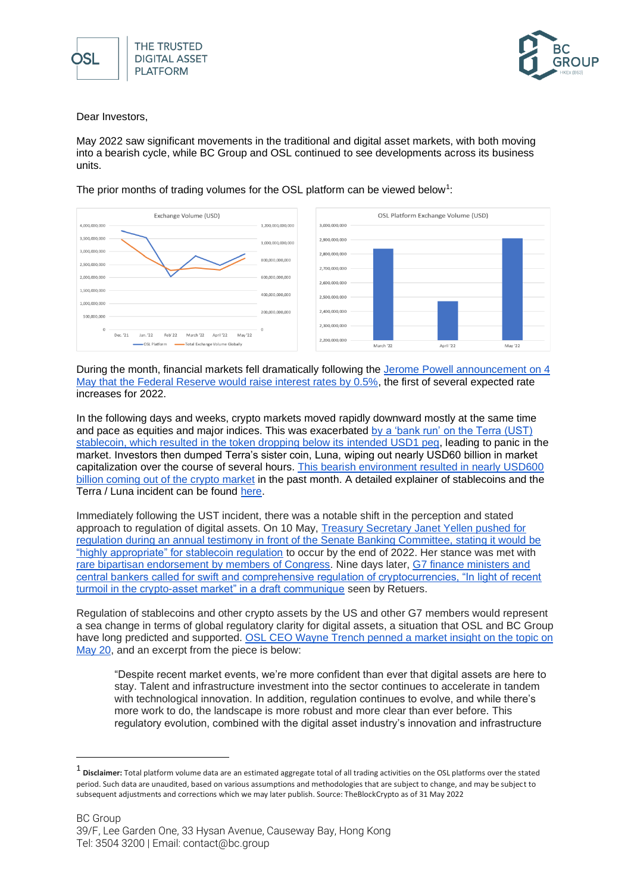Dear Investors,

May 2022 saw significant movements in the traditional and digital asset markets, with both moving into a bearish cycle, while BC Group and OSL continued to see developments across its business units.

The prior months of trading volumes for the OSL platform can be viewed below[1]:

During the month, financial markets fell dramatically following the Jerome Powell announcement on 4 May that the Federal Reserve would raise interest rates by 0.5%, the first of several expected rate increases for 2022.

In the following days and weeks, crypto markets moved rapidly downward mostly at the same time and pace as equities and major indices. This was exacerbated by a 'bank run' on the Terra (UST) stablecoin, which resulted in the token dropping below its intended USD1 peg, leading to panic in the market. Investors then dumped Terra's sister coin, Luna, wiping out nearly USD60 billion in market capitalization over the course of several hours. This bearish environment resulted in nearly USD600 billion coming out of the crypto market in the past month. A detailed explainer of stablecoins and the Terra / Luna incident can be found here.

Immediately following the UST incident, there was a notable shift in the perception and stated approach to regulation of digital assets. On 10 May, Treasury Secretary Janet Yellen pushed for regulation during an annual testimony in front of the Senate Banking Committee, stating it would be "highly appropriate" for stablecoin regulation to occur by the end of 2022. Her stance was met with rare bipartisan endorsement by members of Congress. Nine days later, G7 finance ministers and central bankers called for swift and comprehensive regulation of cryptocurrencies, "In light of recent turmoil in the crypto-asset market" in a draft communique seen by Retuers.

Regulation of stablecoins and other crypto assets by the US and other G7 members would represent a sea change in terms of global regulatory clarity for digital assets, a situation that OSL and BC Group have long predicted and supported. OSL CEO Wayne Trench penned a market insight on the topic on May 20, and an excerpt from the piece is below:

> "Despite recent market events, we're more confident than ever that digital assets are here to stay. Talent and infrastructure investment into the sector continues to accelerate in tandem with technological innovation. In addition, regulation continues to evolve, and while there's more work to do, the landscape is more robust and more clear than ever before. This regulatory evolution, combined with the digital asset industry's innovation and infrastructure

---

[1] **Disclaimer:** Total platform volume data are an estimated aggregate total of all trading activities on the OSL platforms over the stated period. Such data are unaudited, based on various assumptions and methodologies that are subject to change, and may be subject to subsequent adjustments and corrections which we may later publish. Source: TheBlockCrypto as of 31 May 2022

BC Group
39/F, Lee Garden One, 33 Hysan Avenue, Causeway Bay, Hong Kong
Tel: 3504 3200 | Email: contact@bc.group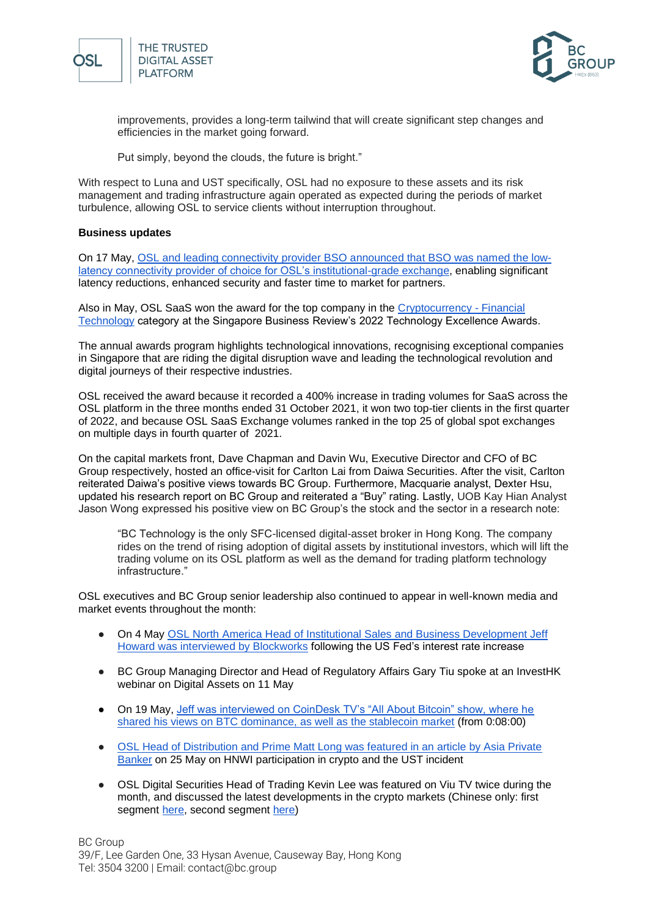improvements, provides a long-term tailwind that will create significant step changes and efficiencies in the market going forward.

Put simply, beyond the clouds, the future is bright."

With respect to Luna and UST specifically, OSL had no exposure to these assets and its risk management and trading infrastructure again operated as expected during the periods of market turbulence, allowing OSL to service clients without interruption throughout.

**Business updates**

On 17 May, OSL and leading connectivity provider BSO announced that BSO was named the low-latency connectivity provider of choice for OSL's institutional-grade exchange, enabling significant latency reductions, enhanced security and faster time to market for partners.

Also in May, OSL SaaS won the award for the top company in the Cryptocurrency - Financial Technology category at the Singapore Business Review's 2022 Technology Excellence Awards.

The annual awards program highlights technological innovations, recognising exceptional companies in Singapore that are riding the digital disruption wave and leading the technological revolution and digital journeys of their respective industries.

OSL received the award because it recorded a 400% increase in trading volumes for SaaS across the OSL platform in the three months ended 31 October 2021, it won two top-tier clients in the first quarter of 2022, and because OSL SaaS Exchange volumes ranked in the top 25 of global spot exchanges on multiple days in fourth quarter of 2021.

On the capital markets front, Dave Chapman and Davin Wu, Executive Director and CFO of BC Group respectively, hosted an office-visit for Carlton Lai from Daiwa Securities. After the visit, Carlton reiterated Daiwa's positive views towards BC Group. Furthermore, Macquarie analyst, Dexter Hsu, updated his research report on BC Group and reiterated a "Buy" rating. Lastly, UOB Kay Hian Analyst Jason Wong expressed his positive view on BC Group's the stock and the sector in a research note:

> "BC Technology is the only SFC-licensed digital-asset broker in Hong Kong. The company rides on the trend of rising adoption of digital assets by institutional investors, which will lift the trading volume on its OSL platform as well as the demand for trading platform technology infrastructure."

OSL executives and BC Group senior leadership also continued to appear in well-known media and market events throughout the month:

- On 4 May OSL North America Head of Institutional Sales and Business Development Jeff Howard was interviewed by Blockworks following the US Fed's interest rate increase
- BC Group Managing Director and Head of Regulatory Affairs Gary Tiu spoke at an InvestHK webinar on Digital Assets on 11 May
- On 19 May, Jeff was interviewed on CoinDesk TV's "All About Bitcoin" show, where he shared his views on BTC dominance, as well as the stablecoin market (from 0:08:00)
- OSL Head of Distribution and Prime Matt Long was featured in an article by Asia Private Banker on 25 May on HNWI participation in crypto and the UST incident
- OSL Digital Securities Head of Trading Kevin Lee was featured on Viu TV twice during the month, and discussed the latest developments in the crypto markets (Chinese only: first segment here, second segment here)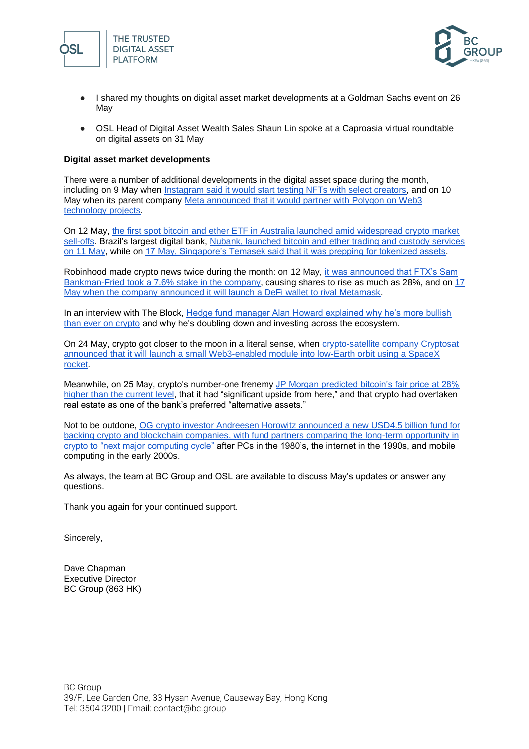- I shared my thoughts on digital asset market developments at a Goldman Sachs event on 26 May

- OSL Head of Digital Asset Wealth Sales Shaun Lin spoke at a Caproasia virtual roundtable on digital assets on 31 May

**Digital asset market developments**

There were a number of additional developments in the digital asset space during the month, including on 9 May when Instagram said it would start testing NFTs with select creators, and on 10 May when its parent company Meta announced that it would partner with Polygon on Web3 technology projects.

On 12 May, the first spot bitcoin and ether ETF in Australia launched amid widespread crypto market sell-offs. Brazil's largest digital bank, Nubank, launched bitcoin and ether trading and custody services on 11 May, while on 17 May, Singapore's Temasek said that it was prepping for tokenized assets.

Robinhood made crypto news twice during the month: on 12 May, it was announced that FTX's Sam Bankman-Fried took a 7.6% stake in the company, causing shares to rise as much as 28%, and on 17 May when the company announced it will launch a DeFi wallet to rival Metamask.

In an interview with The Block, Hedge fund manager Alan Howard explained why he's more bullish than ever on crypto and why he's doubling down and investing across the ecosystem.

On 24 May, crypto got closer to the moon in a literal sense, when crypto-satellite company Cryptosat announced that it will launch a small Web3-enabled module into low-Earth orbit using a SpaceX rocket.

Meanwhile, on 25 May, crypto's number-one frenemy JP Morgan predicted bitcoin's fair price at 28% higher than the current level, that it had "significant upside from here," and that crypto had overtaken real estate as one of the bank's preferred "alternative assets."

Not to be outdone, OG crypto investor Andreesen Horowitz announced a new USD4.5 billion fund for backing crypto and blockchain companies, with fund partners comparing the long-term opportunity in crypto to "next major computing cycle" after PCs in the 1980's, the internet in the 1990s, and mobile computing in the early 2000s.

As always, the team at BC Group and OSL are available to discuss May's updates or answer any questions.

Thank you again for your continued support.

Sincerely,

Dave Chapman
Executive Director
BC Group (863 HK)